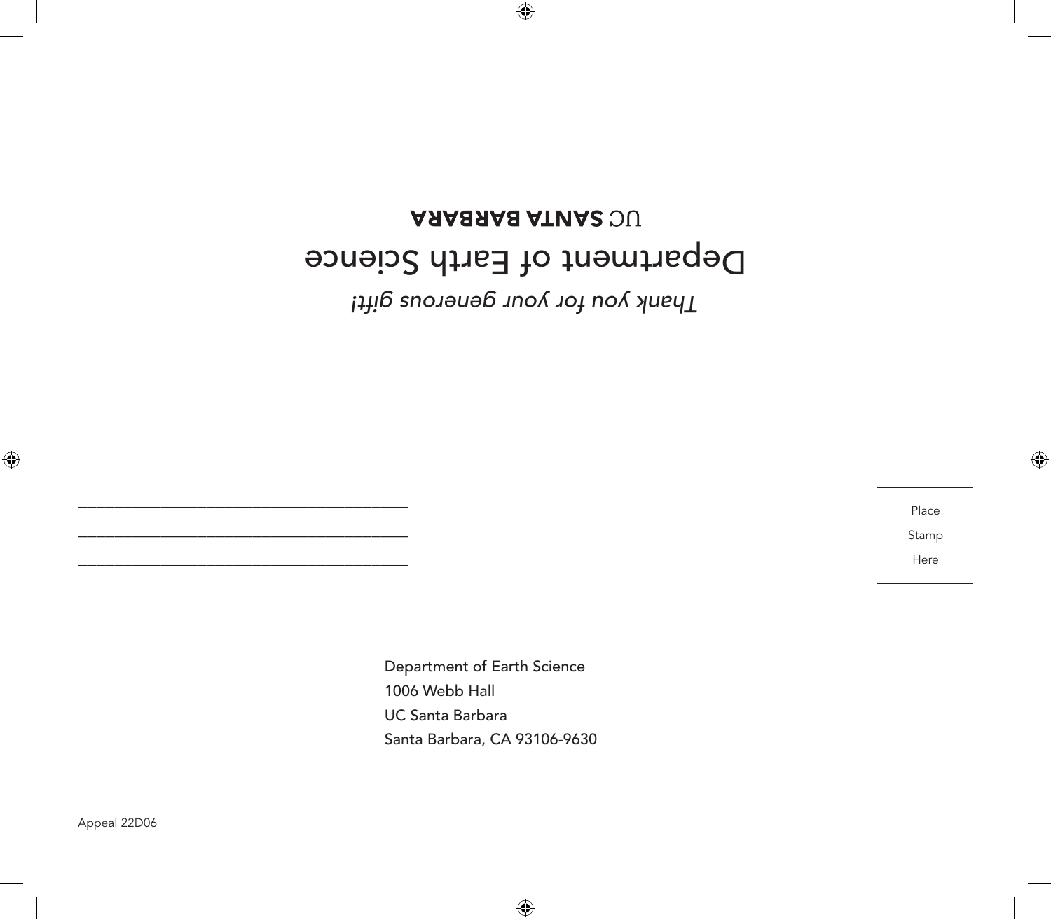UC **SANTA BARBARA**

Department of Earth Science

*Thank you for your generous gift!*

\_\_\_\_\_\_\_\_\_\_\_\_\_\_\_\_\_\_\_\_\_\_\_\_\_\_\_\_\_\_\_\_\_\_\_\_\_\_\_\_

\_\_\_\_\_\_\_\_\_\_\_\_\_\_\_\_\_\_\_\_\_\_\_\_\_\_\_\_\_\_\_\_\_\_\_\_\_\_\_\_

\_\_\_\_\_\_\_\_\_\_\_\_\_\_\_\_\_\_\_\_\_\_\_\_\_\_\_\_\_\_\_\_\_\_\_\_\_\_\_\_

Place
Stamp
Here

Department of Earth Science
1006 Webb Hall
UC Santa Barbara
Santa Barbara, CA 93106-9630

Appeal 22D06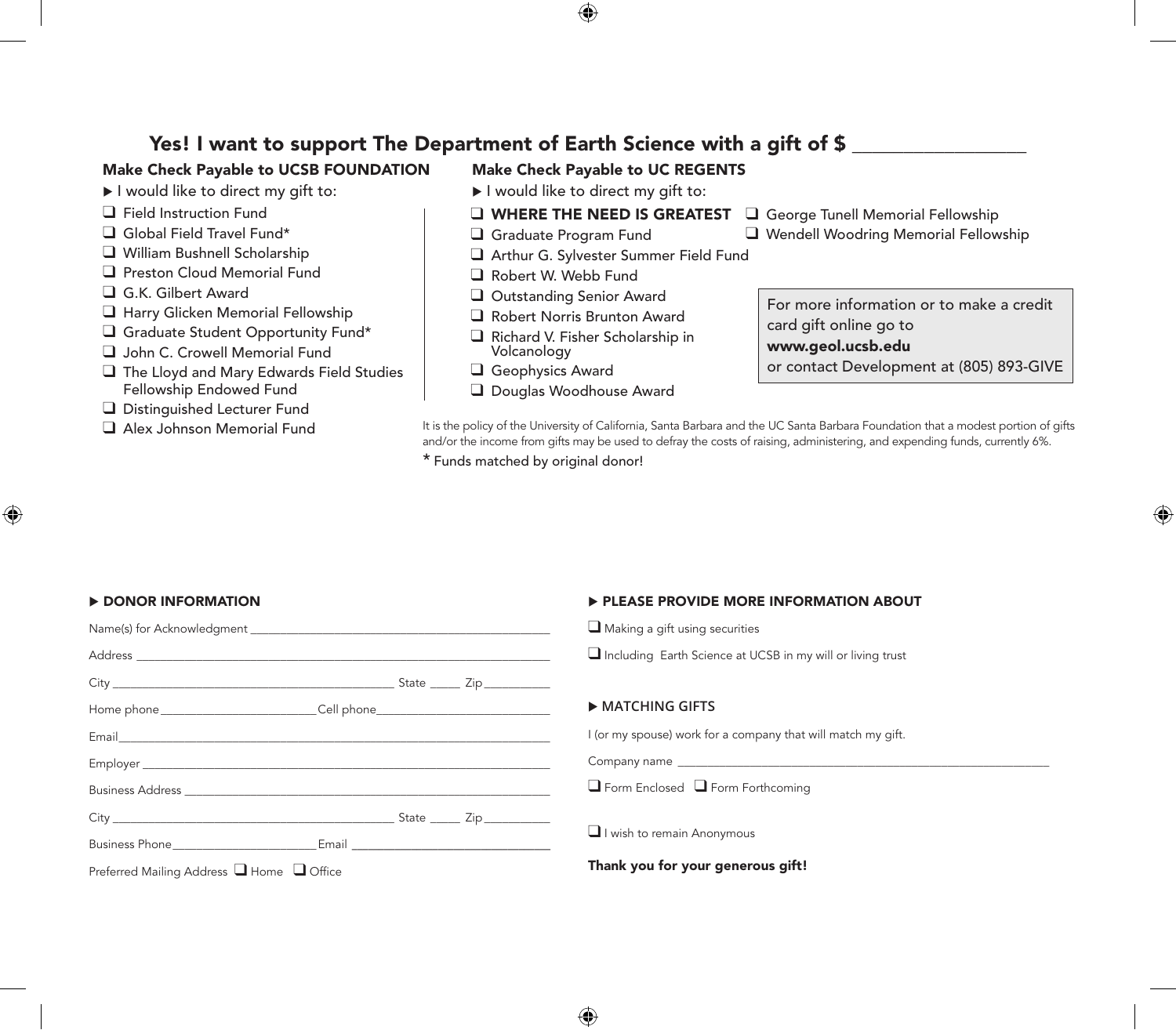## Yes! I want to support The Department of Earth Science with a gift of $ ___________________

**Make Check Payable to UCSB FOUNDATION**

▶ I would like to direct my gift to:

- ❑ Field Instruction Fund
- ❑ Global Field Travel Fund*
- ❑ William Bushnell Scholarship
- ❑ Preston Cloud Memorial Fund
- ❑ G.K. Gilbert Award
- ❑ Harry Glicken Memorial Fellowship
- ❑ Graduate Student Opportunity Fund*
- ❑ John C. Crowell Memorial Fund
- ❑ The Lloyd and Mary Edwards Field Studies Fellowship Endowed Fund
- ❑ Distinguished Lecturer Fund
- ❑ Alex Johnson Memorial Fund

**Make Check Payable to UC REGENTS**

▶ I would like to direct my gift to:

- ❑ **WHERE THE NEED IS GREATEST**
- ❑ Graduate Program Fund
- ❑ Arthur G. Sylvester Summer Field Fund
- ❑ Robert W. Webb Fund
- ❑ Outstanding Senior Award
- ❑ Robert Norris Brunton Award
- ❑ Richard V. Fisher Scholarship in Volcanology
- ❑ Geophysics Award
- ❑ Douglas Woodhouse Award
- ❑ George Tunell Memorial Fellowship
- ❑ Wendell Woodring Memorial Fellowship

For more information or to make a credit card gift online go to **www.geol.ucsb.edu** or contact Development at (805) 893-GIVE

It is the policy of the University of California, Santa Barbara and the UC Santa Barbara Foundation that a modest portion of gifts and/or the income from gifts may be used to defray the costs of raising, administering, and expending funds, currently 6%.

* Funds matched by original donor!

### ▶ DONOR INFORMATION

Name(s) for Acknowledgment ___________________________________________

Address ___________________________________________

City ___________________________ State _____ Zip __________

Home phone ____________________ Cell phone ____________________

Email ___________________________________________

Employer ___________________________________________

Business Address ___________________________________________

City ___________________________ State _____ Zip __________

Business Phone ____________________ Email ____________________

Preferred Mailing Address ❑ Home ❑ Office

### ▶ PLEASE PROVIDE MORE INFORMATION ABOUT

❑ Making a gift using securities

❑ Including Earth Science at UCSB in my will or living trust

### ▶ MATCHING GIFTS

I (or my spouse) work for a company that will match my gift.

Company name ___________________________________________

❑ Form Enclosed ❑ Form Forthcoming

❑ I wish to remain Anonymous

**Thank you for your generous gift!**